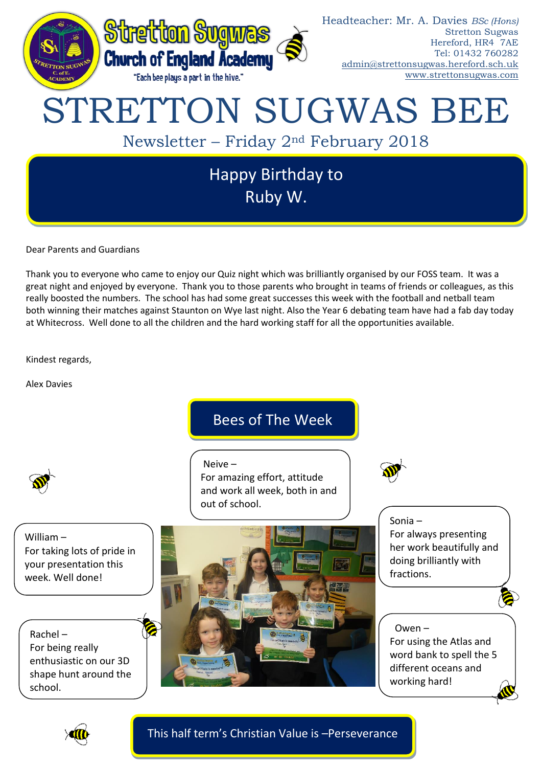**Stretton Sugwas Church of England Academy**

"Each bee plays a part in the hive."

Headteacher: Mr. A. Davies *BSc (Hons)*
Stretton Sugwas
Hereford, HR4 7AE
Tel: 01432 760282
admin@strettonsugwas.hereford.sch.uk
www.strettonsugwas.com

# STRETTON SUGWAS BEE

## Newsletter – Friday 2nd February 2018

### Happy Birthday to Ruby W.

Dear Parents and Guardians

Thank you to everyone who came to enjoy our Quiz night which was brilliantly organised by our FOSS team. It was a great night and enjoyed by everyone. Thank you to those parents who brought in teams of friends or colleagues, as this really boosted the numbers. The school has had some great successes this week with the football and netball team both winning their matches against Staunton on Wye last night. Also the Year 6 debating team have had a fab day today at Whitecross. Well done to all the children and the hard working staff for all the opportunities available.

Kindest regards,

Alex Davies

## Bees of The Week

Neive – For amazing effort, attitude and work all week, both in and out of school.

William – For taking lots of pride in your presentation this week. Well done!

Sonia – For always presenting her work beautifully and doing brilliantly with fractions.

Rachel – For being really enthusiastic on our 3D shape hunt around the school.

Owen – For using the Atlas and word bank to spell the 5 different oceans and working hard!

**This half term's Christian Value is –Perseverance**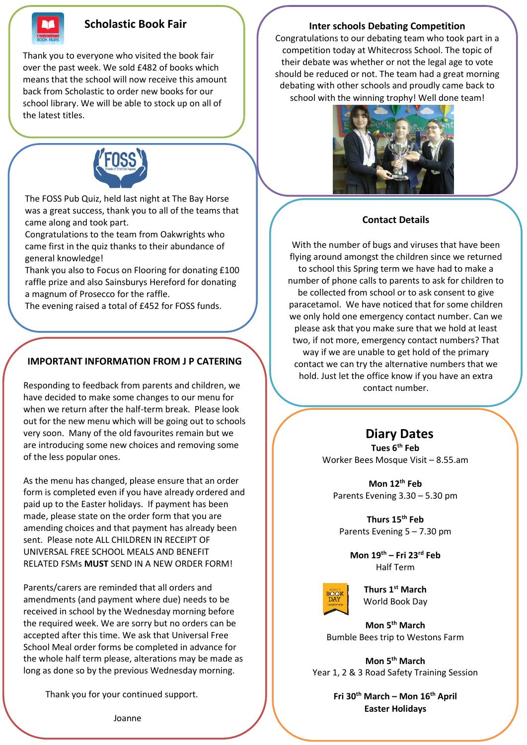## Scholastic Book Fair

Thank you to everyone who visited the book fair over the past week. We sold £482 of books which means that the school will now receive this amount back from Scholastic to order new books for our school library. We will be able to stock up on all of the latest titles.

## FOSS

The FOSS Pub Quiz, held last night at The Bay Horse was a great success, thank you to all of the teams that came along and took part.

Congratulations to the team from Oakwrights who came first in the quiz thanks to their abundance of general knowledge!

Thank you also to Focus on Flooring for donating £100 raffle prize and also Sainsburys Hereford for donating a magnum of Prosecco for the raffle.

The evening raised a total of £452 for FOSS funds.

## IMPORTANT INFORMATION FROM J P CATERING

Responding to feedback from parents and children, we have decided to make some changes to our menu for when we return after the half-term break. Please look out for the new menu which will be going out to schools very soon. Many of the old favourites remain but we are introducing some new choices and removing some of the less popular ones.

As the menu has changed, please ensure that an order form is completed even if you have already ordered and paid up to the Easter holidays. If payment has been made, please state on the order form that you are amending choices and that payment has already been sent. Please note ALL CHILDREN IN RECEIPT OF UNIVERSAL FREE SCHOOL MEALS AND BENEFIT RELATED FSMs **MUST** SEND IN A NEW ORDER FORM!

Parents/carers are reminded that all orders and amendments (and payment where due) needs to be received in school by the Wednesday morning before the required week. We are sorry but no orders can be accepted after this time. We ask that Universal Free School Meal order forms be completed in advance for the whole half term please, alterations may be made as long as done so by the previous Wednesday morning.

Thank you for your continued support.

Joanne

## Inter schools Debating Competition

Congratulations to our debating team who took part in a competition today at Whitecross School. The topic of their debate was whether or not the legal age to vote should be reduced or not. The team had a great morning debating with other schools and proudly came back to school with the winning trophy! Well done team!

## Contact Details

With the number of bugs and viruses that have been flying around amongst the children since we returned to school this Spring term we have had to make a number of phone calls to parents to ask for children to be collected from school or to ask consent to give paracetamol. We have noticed that for some children we only hold one emergency contact number. Can we please ask that you make sure that we hold at least two, if not more, emergency contact numbers? That way if we are unable to get hold of the primary contact we can try the alternative numbers that we hold. Just let the office know if you have an extra contact number.

## Diary Dates

**Tues 6th Feb**
Worker Bees Mosque Visit – 8.55.am

**Mon 12th Feb**
Parents Evening 3.30 – 5.30 pm

**Thurs 15th Feb**
Parents Evening 5 – 7.30 pm

**Mon 19th – Fri 23rd Feb**
Half Term

**Thurs 1st March**
World Book Day

**Mon 5th March**
Bumble Bees trip to Westons Farm

**Mon 5th March**
Year 1, 2 & 3 Road Safety Training Session

**Fri 30th March – Mon 16th April**
**Easter Holidays**